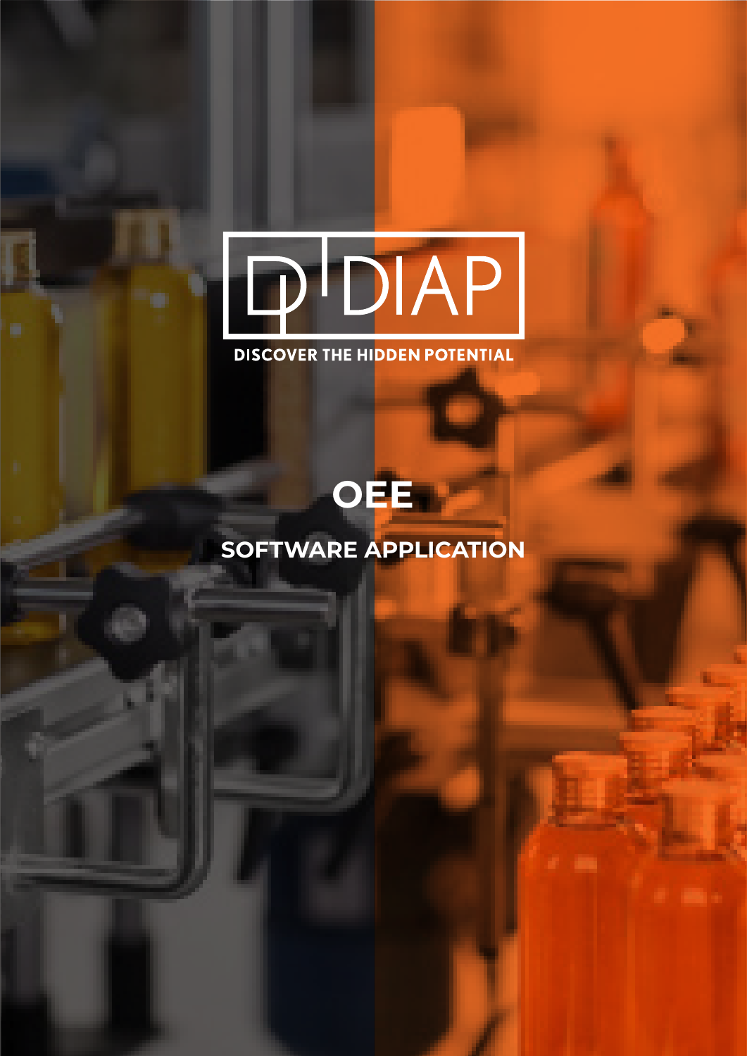# DIAP

DISCOVER THE HIDDEN POTENTIAL

## OEE

### SOFTWARE APPLICATION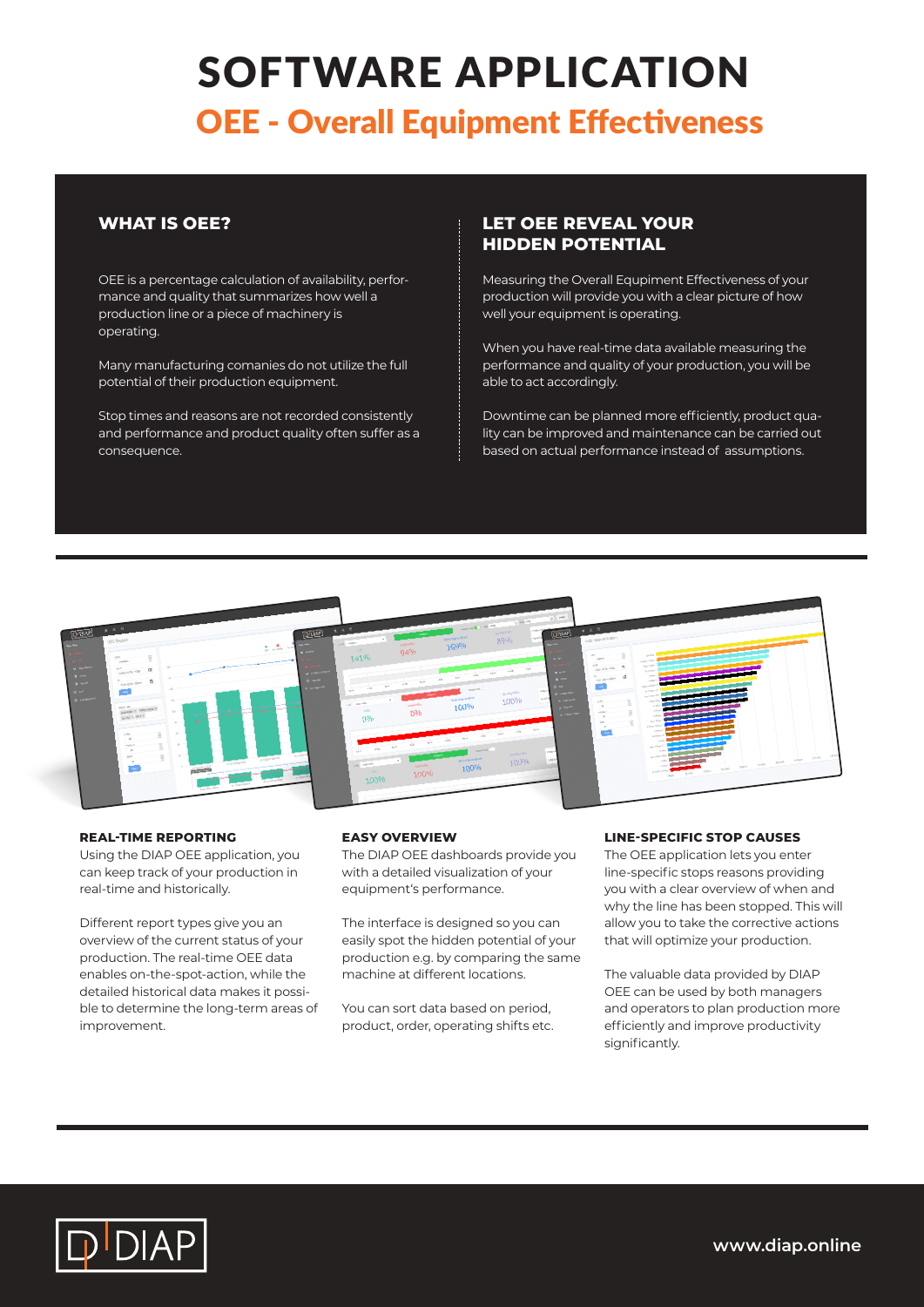# SOFTWARE APPLICATION

## OEE - Overall Equipment Effectiveness

### WHAT IS OEE?

OEE is a percentage calculation of availability, performance and quality that summarizes how well a production line or a piece of machinery is operating.

Many manufacturing comanies do not utilize the full potential of their production equipment.

Stop times and reasons are not recorded consistently and performance and product quality often suffer as a consequence.

### LET OEE REVEAL YOUR HIDDEN POTENTIAL

Measuring the Overall Equipment Effectiveness of your production will provide you with a clear picture of how well your equipment is operating.

When you have real-time data available measuring the performance and quality of your production, you will be able to act accordingly.

Downtime can be planned more efficiently, product quality can be improved and maintenance can be carried out based on actual performance instead of assumptions.

### REAL-TIME REPORTING

Using the DIAP OEE application, you can keep track of your production in real-time and historically.

Different report types give you an overview of the current status of your production. The real-time OEE data enables on-the-spot-action, while the detailed historical data makes it possible to determine the long-term areas of improvement.

### EASY OVERVIEW

The DIAP OEE dashboards provide you with a detailed visualization of your equipment's performance.

The interface is designed so you can easily spot the hidden potential of your production e.g. by comparing the same machine at different locations.

You can sort data based on period, product, order, operating shifts etc.

### LINE-SPECIFIC STOP CAUSES

The OEE application lets you enter line-specific stops reasons providing you with a clear overview of when and why the line has been stopped. This will allow you to take the corrective actions that will optimize your production.

The valuable data provided by DIAP OEE can be used by both managers and operators to plan production more efficiently and improve productivity significantly.

DIAP

www.diap.online